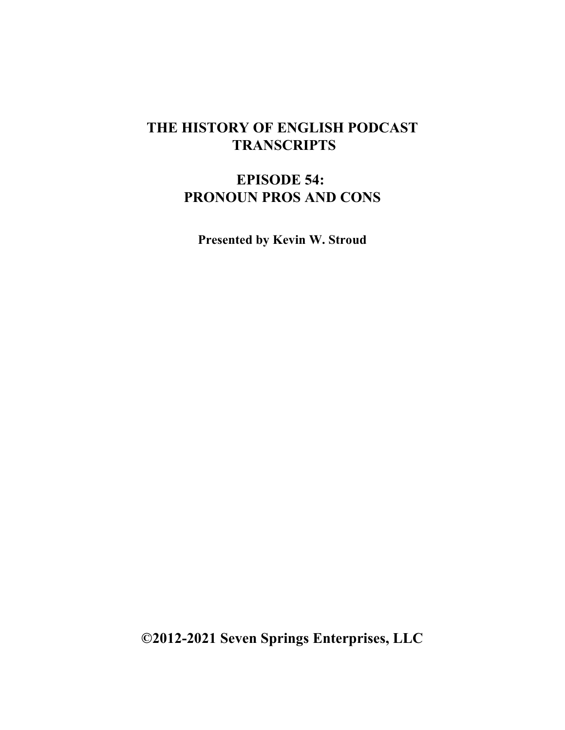# THE HISTORY OF ENGLISH PODCAST TRANSCRIPTS

## EPISODE 54: PRONOUN PROS AND CONS

**Presented by Kevin W. Stroud**

**©2012-2021 Seven Springs Enterprises, LLC**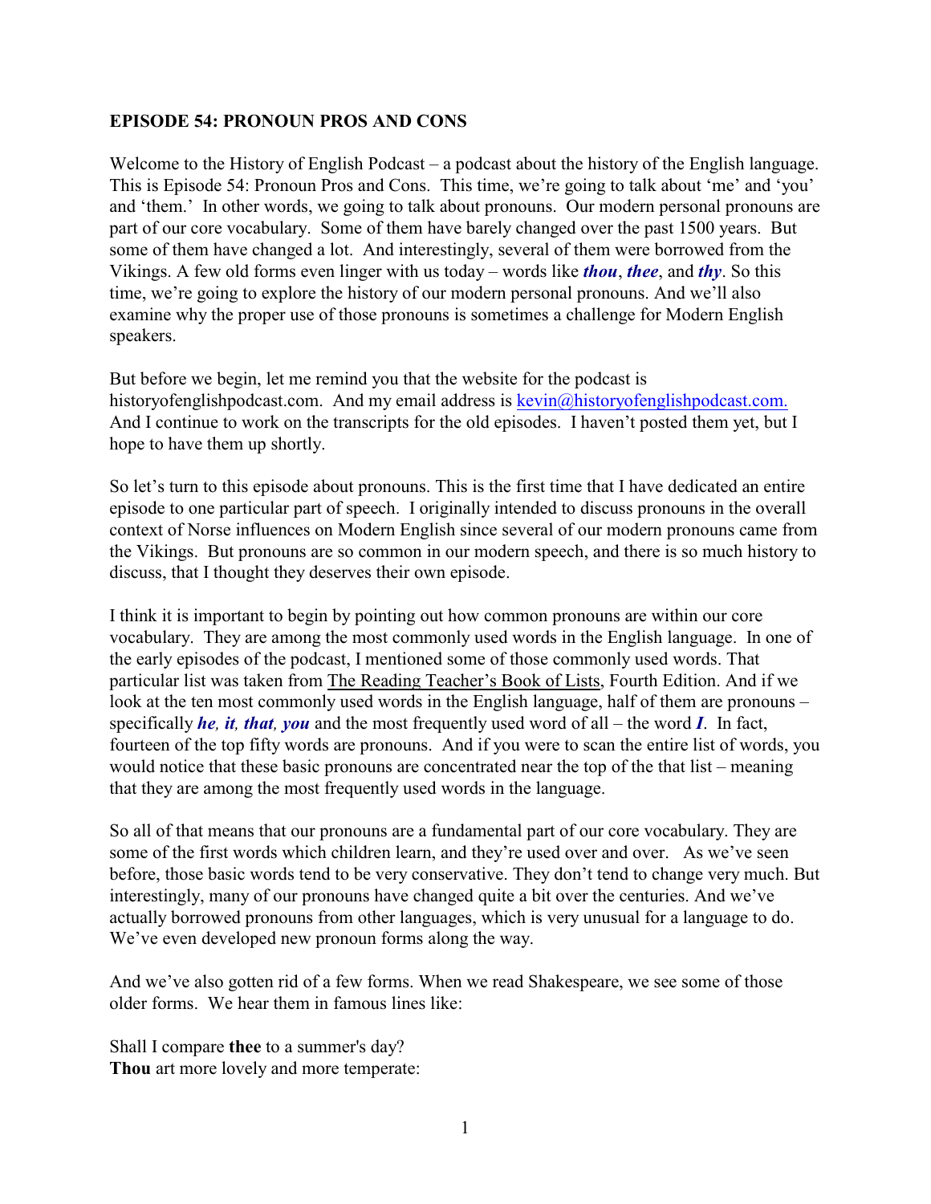**EPISODE 54: PRONOUN PROS AND CONS**

Welcome to the History of English Podcast – a podcast about the history of the English language. This is Episode 54: Pronoun Pros and Cons. This time, we're going to talk about 'me' and 'you' and 'them.' In other words, we going to talk about pronouns. Our modern personal pronouns are part of our core vocabulary. Some of them have barely changed over the past 1500 years. But some of them have changed a lot. And interestingly, several of them were borrowed from the Vikings. A few old forms even linger with us today – words like ***thou***, ***thee***, and ***thy***. So this time, we're going to explore the history of our modern personal pronouns. And we'll also examine why the proper use of those pronouns is sometimes a challenge for Modern English speakers.

But before we begin, let me remind you that the website for the podcast is historyofenglishpodcast.com. And my email address is kevin@historyofenglishpodcast.com. And I continue to work on the transcripts for the old episodes. I haven't posted them yet, but I hope to have them up shortly.

So let's turn to this episode about pronouns. This is the first time that I have dedicated an entire episode to one particular part of speech. I originally intended to discuss pronouns in the overall context of Norse influences on Modern English since several of our modern pronouns came from the Vikings. But pronouns are so common in our modern speech, and there is so much history to discuss, that I thought they deserves their own episode.

I think it is important to begin by pointing out how common pronouns are within our core vocabulary. They are among the most commonly used words in the English language. In one of the early episodes of the podcast, I mentioned some of those commonly used words. That particular list was taken from The Reading Teacher's Book of Lists, Fourth Edition. And if we look at the ten most commonly used words in the English language, half of them are pronouns – specifically ***he, it, that, you*** and the most frequently used word of all – the word ***I***. In fact, fourteen of the top fifty words are pronouns. And if you were to scan the entire list of words, you would notice that these basic pronouns are concentrated near the top of the that list – meaning that they are among the most frequently used words in the language.

So all of that means that our pronouns are a fundamental part of our core vocabulary. They are some of the first words which children learn, and they're used over and over. As we've seen before, those basic words tend to be very conservative. They don't tend to change very much. But interestingly, many of our pronouns have changed quite a bit over the centuries. And we've actually borrowed pronouns from other languages, which is very unusual for a language to do. We've even developed new pronoun forms along the way.

And we've also gotten rid of a few forms. When we read Shakespeare, we see some of those older forms. We hear them in famous lines like:

Shall I compare **thee** to a summer's day?  
**Thou** art more lovely and more temperate: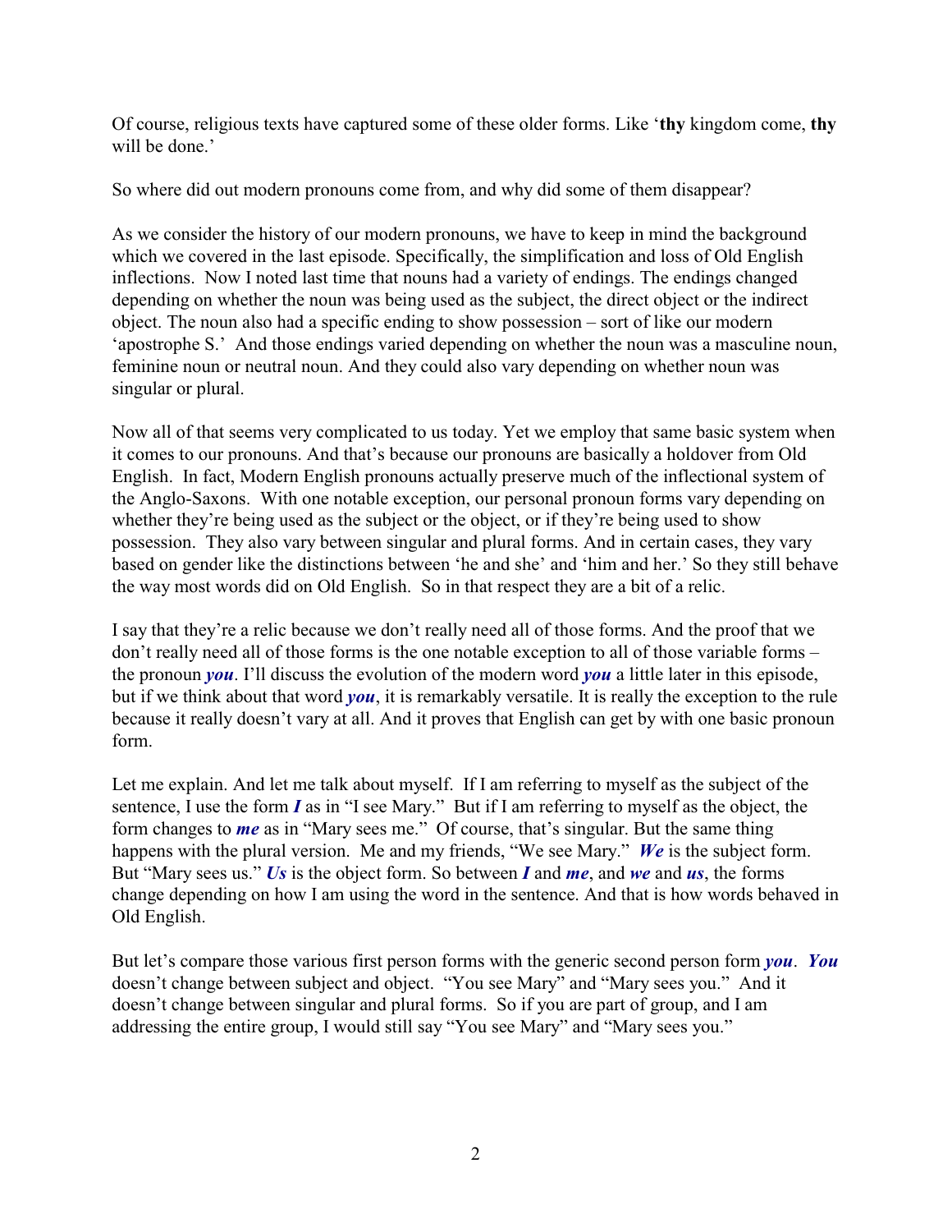Of course, religious texts have captured some of these older forms. Like '**thy** kingdom come, **thy** will be done.'

So where did out modern pronouns come from, and why did some of them disappear?

As we consider the history of our modern pronouns, we have to keep in mind the background which we covered in the last episode. Specifically, the simplification and loss of Old English inflections. Now I noted last time that nouns had a variety of endings. The endings changed depending on whether the noun was being used as the subject, the direct object or the indirect object. The noun also had a specific ending to show possession – sort of like our modern 'apostrophe S.' And those endings varied depending on whether the noun was a masculine noun, feminine noun or neutral noun. And they could also vary depending on whether noun was singular or plural.

Now all of that seems very complicated to us today. Yet we employ that same basic system when it comes to our pronouns. And that's because our pronouns are basically a holdover from Old English. In fact, Modern English pronouns actually preserve much of the inflectional system of the Anglo-Saxons. With one notable exception, our personal pronoun forms vary depending on whether they're being used as the subject or the object, or if they're being used to show possession. They also vary between singular and plural forms. And in certain cases, they vary based on gender like the distinctions between 'he and she' and 'him and her.' So they still behave the way most words did on Old English. So in that respect they are a bit of a relic.

I say that they're a relic because we don't really need all of those forms. And the proof that we don't really need all of those forms is the one notable exception to all of those variable forms – the pronoun ***you***. I'll discuss the evolution of the modern word ***you*** a little later in this episode, but if we think about that word ***you***, it is remarkably versatile. It is really the exception to the rule because it really doesn't vary at all. And it proves that English can get by with one basic pronoun form.

Let me explain. And let me talk about myself. If I am referring to myself as the subject of the sentence, I use the form ***I*** as in "I see Mary." But if I am referring to myself as the object, the form changes to ***me*** as in "Mary sees me." Of course, that's singular. But the same thing happens with the plural version. Me and my friends, "We see Mary." ***We*** is the subject form. But "Mary sees us." ***Us*** is the object form. So between ***I*** and ***me***, and ***we*** and ***us***, the forms change depending on how I am using the word in the sentence. And that is how words behaved in Old English.

But let's compare those various first person forms with the generic second person form ***you***. ***You*** doesn't change between subject and object. "You see Mary" and "Mary sees you." And it doesn't change between singular and plural forms. So if you are part of group, and I am addressing the entire group, I would still say "You see Mary" and "Mary sees you."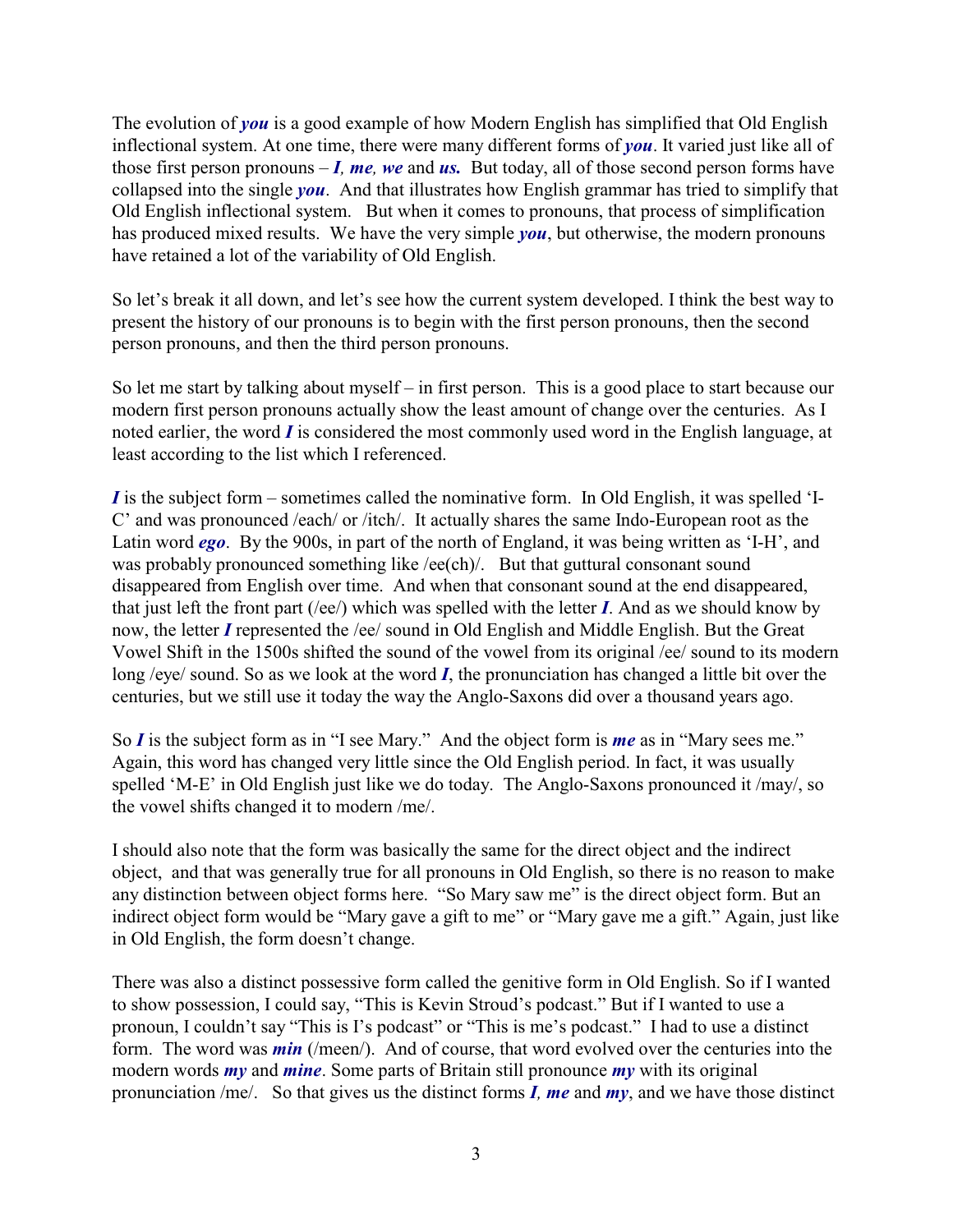The evolution of ***you*** is a good example of how Modern English has simplified that Old English inflectional system. At one time, there were many different forms of ***you***. It varied just like all of those first person pronouns – ***I**, **me**, **we*** and ***us.*** But today, all of those second person forms have collapsed into the single ***you***. And that illustrates how English grammar has tried to simplify that Old English inflectional system. But when it comes to pronouns, that process of simplification has produced mixed results. We have the very simple ***you***, but otherwise, the modern pronouns have retained a lot of the variability of Old English.

So let's break it all down, and let's see how the current system developed. I think the best way to present the history of our pronouns is to begin with the first person pronouns, then the second person pronouns, and then the third person pronouns.

So let me start by talking about myself – in first person. This is a good place to start because our modern first person pronouns actually show the least amount of change over the centuries. As I noted earlier, the word ***I*** is considered the most commonly used word in the English language, at least according to the list which I referenced.

***I*** is the subject form – sometimes called the nominative form. In Old English, it was spelled 'I-C' and was pronounced /each/ or /itch/. It actually shares the same Indo-European root as the Latin word ***ego***. By the 900s, in part of the north of England, it was being written as 'I-H', and was probably pronounced something like /ee(ch)/. But that guttural consonant sound disappeared from English over time. And when that consonant sound at the end disappeared, that just left the front part (/ee/) which was spelled with the letter ***I***. And as we should know by now, the letter ***I*** represented the /ee/ sound in Old English and Middle English. But the Great Vowel Shift in the 1500s shifted the sound of the vowel from its original /ee/ sound to its modern long /eye/ sound. So as we look at the word ***I***, the pronunciation has changed a little bit over the centuries, but we still use it today the way the Anglo-Saxons did over a thousand years ago.

So ***I*** is the subject form as in "I see Mary." And the object form is ***me*** as in "Mary sees me." Again, this word has changed very little since the Old English period. In fact, it was usually spelled 'M-E' in Old English just like we do today. The Anglo-Saxons pronounced it /may/, so the vowel shifts changed it to modern /me/.

I should also note that the form was basically the same for the direct object and the indirect object, and that was generally true for all pronouns in Old English, so there is no reason to make any distinction between object forms here. "So Mary saw me" is the direct object form. But an indirect object form would be "Mary gave a gift to me" or "Mary gave me a gift." Again, just like in Old English, the form doesn't change.

There was also a distinct possessive form called the genitive form in Old English. So if I wanted to show possession, I could say, "This is Kevin Stroud's podcast." But if I wanted to use a pronoun, I couldn't say "This is I's podcast" or "This is me's podcast." I had to use a distinct form. The word was ***min*** (/meen/). And of course, that word evolved over the centuries into the modern words ***my*** and ***mine***. Some parts of Britain still pronounce ***my*** with its original pronunciation /me/. So that gives us the distinct forms ***I**, **me*** and ***my***, and we have those distinct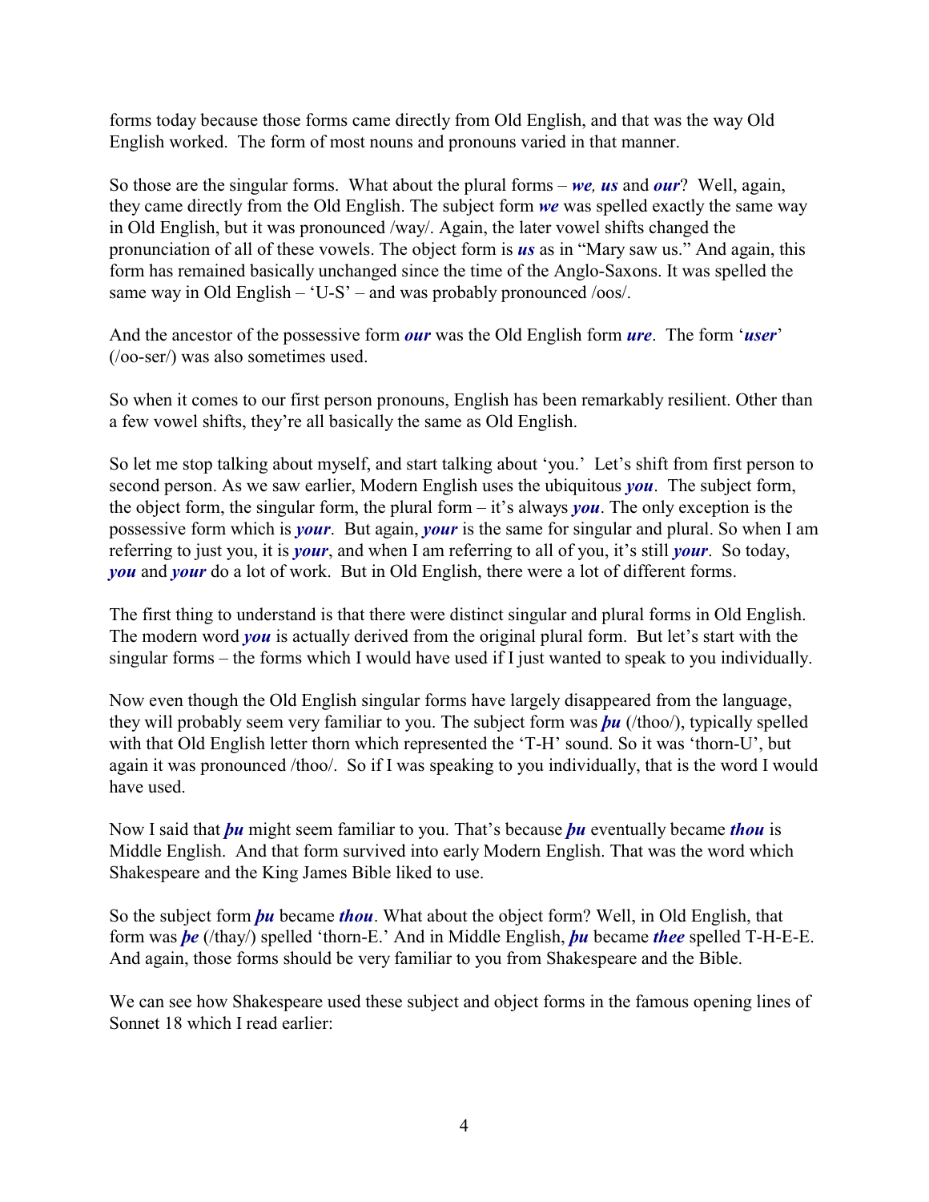forms today because those forms came directly from Old English, and that was the way Old English worked. The form of most nouns and pronouns varied in that manner.

So those are the singular forms. What about the plural forms – ***we, us*** and ***our***? Well, again, they came directly from the Old English. The subject form ***we*** was spelled exactly the same way in Old English, but it was pronounced /way/. Again, the later vowel shifts changed the pronunciation of all of these vowels. The object form is ***us*** as in "Mary saw us." And again, this form has remained basically unchanged since the time of the Anglo-Saxons. It was spelled the same way in Old English – 'U-S' – and was probably pronounced /oos/.

And the ancestor of the possessive form ***our*** was the Old English form ***ure***. The form '***user***' (/oo-ser/) was also sometimes used.

So when it comes to our first person pronouns, English has been remarkably resilient. Other than a few vowel shifts, they're all basically the same as Old English.

So let me stop talking about myself, and start talking about 'you.' Let's shift from first person to second person. As we saw earlier, Modern English uses the ubiquitous ***you***. The subject form, the object form, the singular form, the plural form – it's always ***you***. The only exception is the possessive form which is ***your***. But again, ***your*** is the same for singular and plural. So when I am referring to just you, it is ***your***, and when I am referring to all of you, it's still ***your***. So today, ***you*** and ***your*** do a lot of work. But in Old English, there were a lot of different forms.

The first thing to understand is that there were distinct singular and plural forms in Old English. The modern word ***you*** is actually derived from the original plural form. But let's start with the singular forms – the forms which I would have used if I just wanted to speak to you individually.

Now even though the Old English singular forms have largely disappeared from the language, they will probably seem very familiar to you. The subject form was ***þu*** (/thoo/), typically spelled with that Old English letter thorn which represented the 'T-H' sound. So it was 'thorn-U', but again it was pronounced /thoo/. So if I was speaking to you individually, that is the word I would have used.

Now I said that ***þu*** might seem familiar to you. That's because ***þu*** eventually became ***thou*** is Middle English. And that form survived into early Modern English. That was the word which Shakespeare and the King James Bible liked to use.

So the subject form ***þu*** became ***thou***. What about the object form? Well, in Old English, that form was ***þe*** (/thay/) spelled 'thorn-E.' And in Middle English, ***þu*** became ***thee*** spelled T-H-E-E. And again, those forms should be very familiar to you from Shakespeare and the Bible.

We can see how Shakespeare used these subject and object forms in the famous opening lines of Sonnet 18 which I read earlier: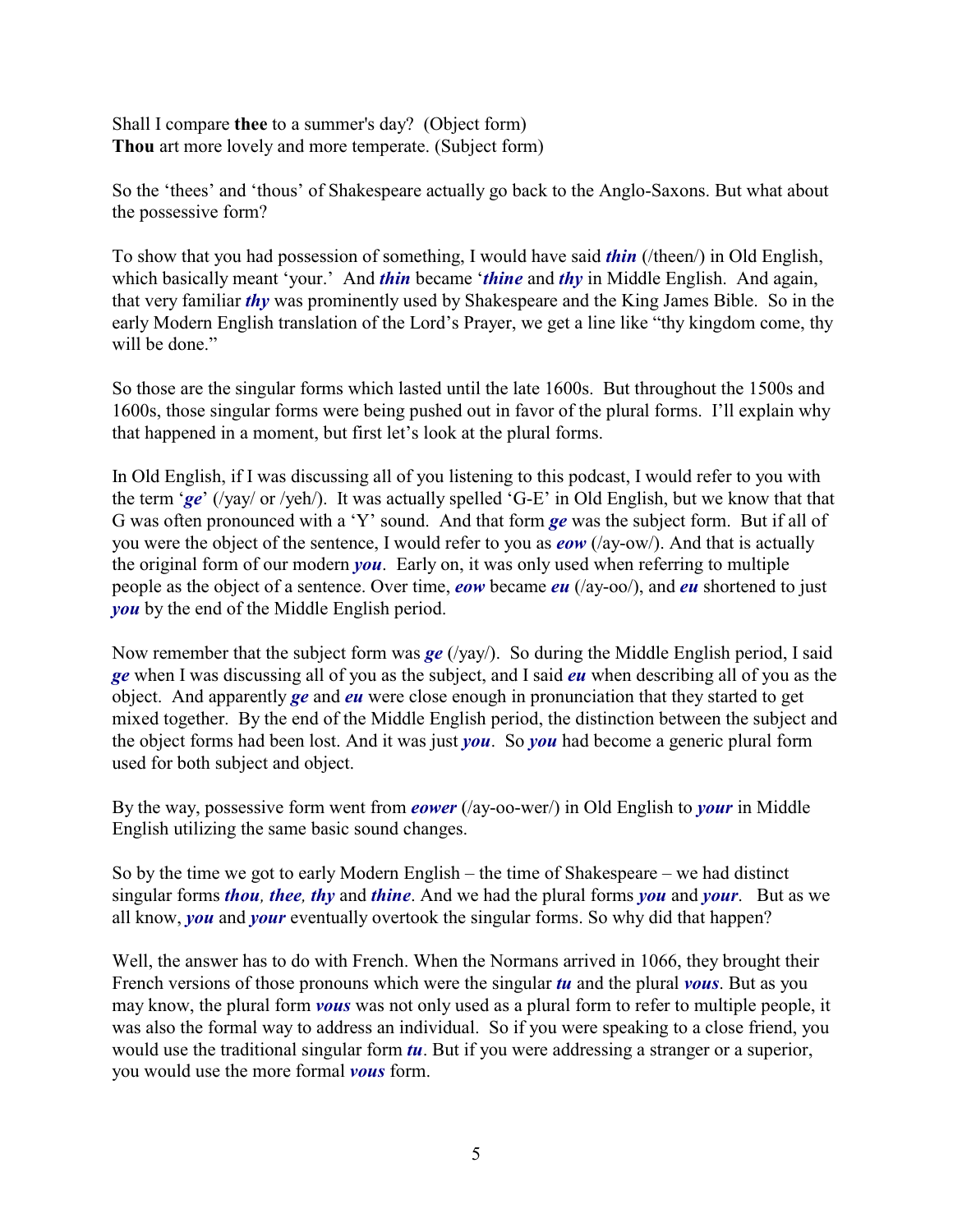Shall I compare **thee** to a summer's day? (Object form)
**Thou** art more lovely and more temperate. (Subject form)

So the 'thees' and 'thous' of Shakespeare actually go back to the Anglo-Saxons. But what about the possessive form?

To show that you had possession of something, I would have said ***thin*** (/theen/) in Old English, which basically meant 'your.' And ***thin*** became '***thine*** and ***thy*** in Middle English. And again, that very familiar ***thy*** was prominently used by Shakespeare and the King James Bible. So in the early Modern English translation of the Lord's Prayer, we get a line like "thy kingdom come, thy will be done."

So those are the singular forms which lasted until the late 1600s. But throughout the 1500s and 1600s, those singular forms were being pushed out in favor of the plural forms. I'll explain why that happened in a moment, but first let's look at the plural forms.

In Old English, if I was discussing all of you listening to this podcast, I would refer to you with the term '***ge***' (/yay/ or /yeh/). It was actually spelled 'G-E' in Old English, but we know that that G was often pronounced with a 'Y' sound. And that form ***ge*** was the subject form. But if all of you were the object of the sentence, I would refer to you as ***eow*** (/ay-ow/). And that is actually the original form of our modern ***you***. Early on, it was only used when referring to multiple people as the object of a sentence. Over time, ***eow*** became ***eu*** (/ay-oo/), and ***eu*** shortened to just ***you*** by the end of the Middle English period.

Now remember that the subject form was ***ge*** (/yay/). So during the Middle English period, I said ***ge*** when I was discussing all of you as the subject, and I said ***eu*** when describing all of you as the object. And apparently ***ge*** and ***eu*** were close enough in pronunciation that they started to get mixed together. By the end of the Middle English period, the distinction between the subject and the object forms had been lost. And it was just ***you***. So ***you*** had become a generic plural form used for both subject and object.

By the way, possessive form went from ***eower*** (/ay-oo-wer/) in Old English to ***your*** in Middle English utilizing the same basic sound changes.

So by the time we got to early Modern English – the time of Shakespeare – we had distinct singular forms ***thou, thee, thy*** and ***thine***. And we had the plural forms ***you*** and ***your***. But as we all know, ***you*** and ***your*** eventually overtook the singular forms. So why did that happen?

Well, the answer has to do with French. When the Normans arrived in 1066, they brought their French versions of those pronouns which were the singular ***tu*** and the plural ***vous***. But as you may know, the plural form ***vous*** was not only used as a plural form to refer to multiple people, it was also the formal way to address an individual. So if you were speaking to a close friend, you would use the traditional singular form ***tu***. But if you were addressing a stranger or a superior, you would use the more formal ***vous*** form.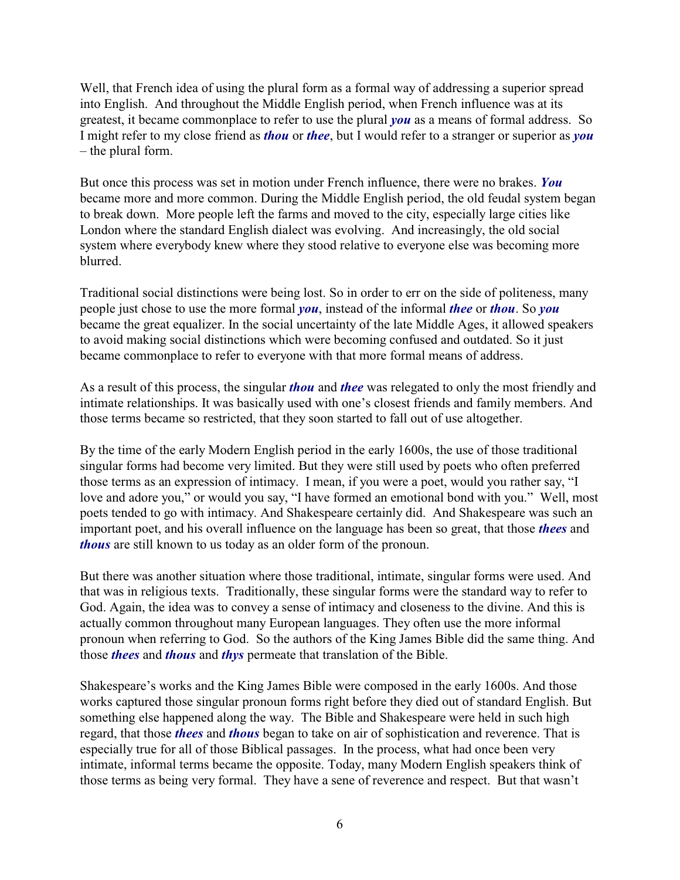Well, that French idea of using the plural form as a formal way of addressing a superior spread into English. And throughout the Middle English period, when French influence was at its greatest, it became commonplace to refer to use the plural ***you*** as a means of formal address. So I might refer to my close friend as ***thou*** or ***thee***, but I would refer to a stranger or superior as ***you*** – the plural form.

But once this process was set in motion under French influence, there were no brakes. ***You*** became more and more common. During the Middle English period, the old feudal system began to break down. More people left the farms and moved to the city, especially large cities like London where the standard English dialect was evolving. And increasingly, the old social system where everybody knew where they stood relative to everyone else was becoming more blurred.

Traditional social distinctions were being lost. So in order to err on the side of politeness, many people just chose to use the more formal ***you***, instead of the informal ***thee*** or ***thou***. So ***you*** became the great equalizer. In the social uncertainty of the late Middle Ages, it allowed speakers to avoid making social distinctions which were becoming confused and outdated. So it just became commonplace to refer to everyone with that more formal means of address.

As a result of this process, the singular ***thou*** and ***thee*** was relegated to only the most friendly and intimate relationships. It was basically used with one's closest friends and family members. And those terms became so restricted, that they soon started to fall out of use altogether.

By the time of the early Modern English period in the early 1600s, the use of those traditional singular forms had become very limited. But they were still used by poets who often preferred those terms as an expression of intimacy. I mean, if you were a poet, would you rather say, "I love and adore you," or would you say, "I have formed an emotional bond with you." Well, most poets tended to go with intimacy. And Shakespeare certainly did. And Shakespeare was such an important poet, and his overall influence on the language has been so great, that those ***thees*** and ***thous*** are still known to us today as an older form of the pronoun.

But there was another situation where those traditional, intimate, singular forms were used. And that was in religious texts. Traditionally, these singular forms were the standard way to refer to God. Again, the idea was to convey a sense of intimacy and closeness to the divine. And this is actually common throughout many European languages. They often use the more informal pronoun when referring to God. So the authors of the King James Bible did the same thing. And those ***thees*** and ***thous*** and ***thys*** permeate that translation of the Bible.

Shakespeare's works and the King James Bible were composed in the early 1600s. And those works captured those singular pronoun forms right before they died out of standard English. But something else happened along the way. The Bible and Shakespeare were held in such high regard, that those ***thees*** and ***thous*** began to take on air of sophistication and reverence. That is especially true for all of those Biblical passages. In the process, what had once been very intimate, informal terms became the opposite. Today, many Modern English speakers think of those terms as being very formal. They have a sene of reverence and respect. But that wasn't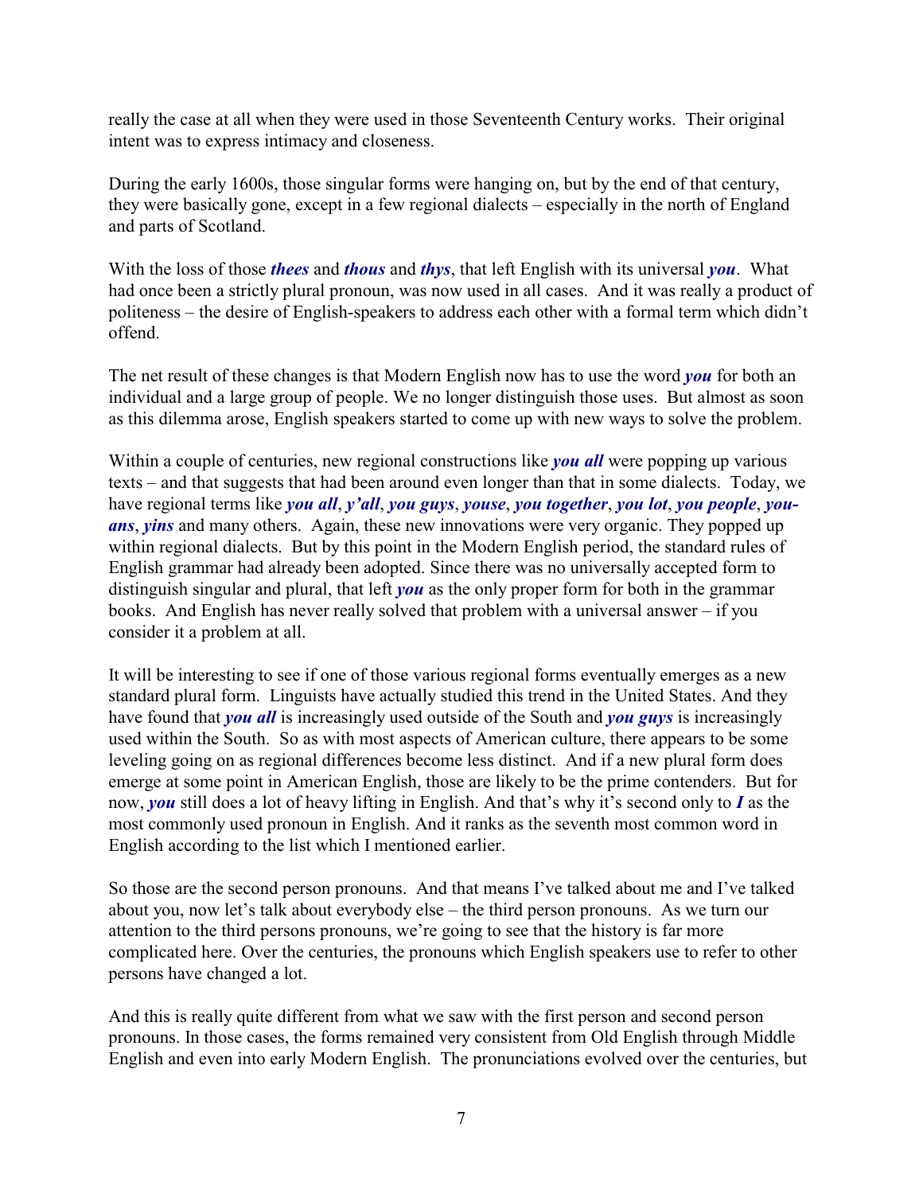really the case at all when they were used in those Seventeenth Century works. Their original intent was to express intimacy and closeness.

During the early 1600s, those singular forms were hanging on, but by the end of that century, they were basically gone, except in a few regional dialects – especially in the north of England and parts of Scotland.

With the loss of those ***thees*** and ***thous*** and ***thys***, that left English with its universal ***you***. What had once been a strictly plural pronoun, was now used in all cases. And it was really a product of politeness – the desire of English-speakers to address each other with a formal term which didn't offend.

The net result of these changes is that Modern English now has to use the word ***you*** for both an individual and a large group of people. We no longer distinguish those uses. But almost as soon as this dilemma arose, English speakers started to come up with new ways to solve the problem.

Within a couple of centuries, new regional constructions like ***you all*** were popping up various texts – and that suggests that had been around even longer than that in some dialects. Today, we have regional terms like ***you all***, ***y'all***, ***you guys***, ***youse***, ***you together***, ***you lot***, ***you people***, ***you-ans***, ***yins*** and many others. Again, these new innovations were very organic. They popped up within regional dialects. But by this point in the Modern English period, the standard rules of English grammar had already been adopted. Since there was no universally accepted form to distinguish singular and plural, that left ***you*** as the only proper form for both in the grammar books. And English has never really solved that problem with a universal answer – if you consider it a problem at all.

It will be interesting to see if one of those various regional forms eventually emerges as a new standard plural form. Linguists have actually studied this trend in the United States. And they have found that ***you all*** is increasingly used outside of the South and ***you guys*** is increasingly used within the South. So as with most aspects of American culture, there appears to be some leveling going on as regional differences become less distinct. And if a new plural form does emerge at some point in American English, those are likely to be the prime contenders. But for now, ***you*** still does a lot of heavy lifting in English. And that's why it's second only to ***I*** as the most commonly used pronoun in English. And it ranks as the seventh most common word in English according to the list which I mentioned earlier.

So those are the second person pronouns. And that means I've talked about me and I've talked about you, now let's talk about everybody else – the third person pronouns. As we turn our attention to the third persons pronouns, we're going to see that the history is far more complicated here. Over the centuries, the pronouns which English speakers use to refer to other persons have changed a lot.

And this is really quite different from what we saw with the first person and second person pronouns. In those cases, the forms remained very consistent from Old English through Middle English and even into early Modern English. The pronunciations evolved over the centuries, but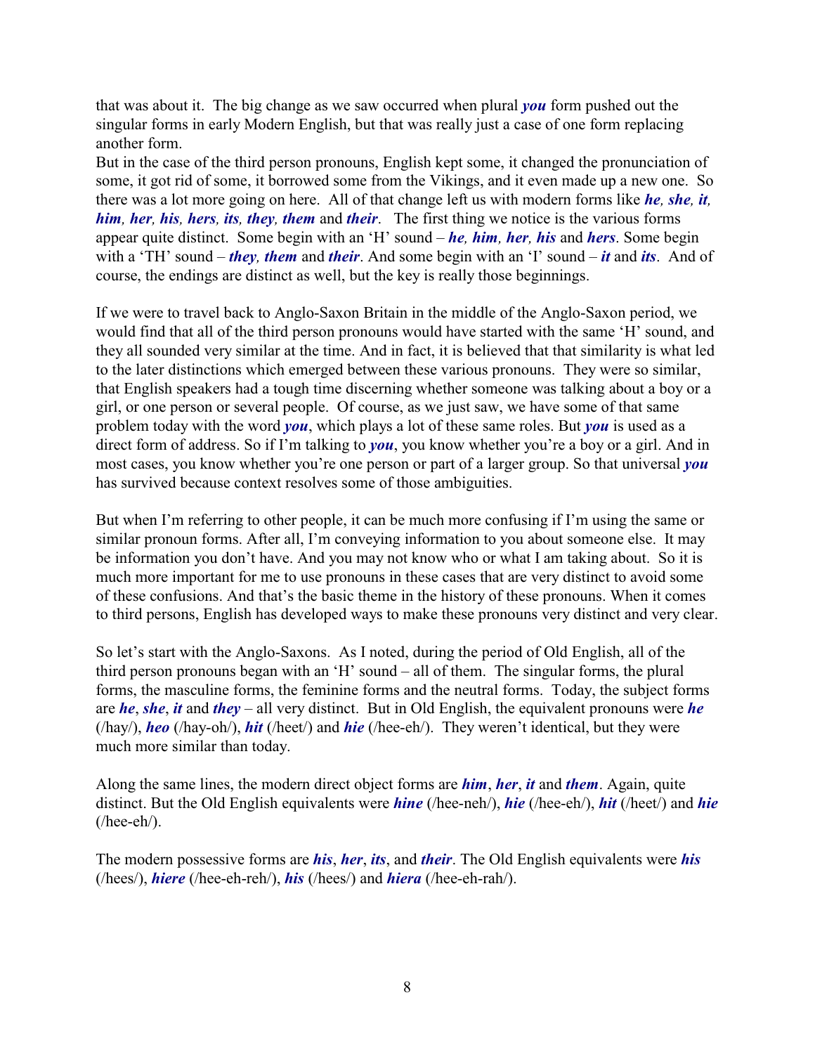that was about it. The big change as we saw occurred when plural ***you*** form pushed out the singular forms in early Modern English, but that was really just a case of one form replacing another form.
But in the case of the third person pronouns, English kept some, it changed the pronunciation of some, it got rid of some, it borrowed some from the Vikings, and it even made up a new one. So there was a lot more going on here. All of that change left us with modern forms like ***he, she, it, him, her, his, hers, its, they, them*** and ***their***. The first thing we notice is the various forms appear quite distinct. Some begin with an 'H' sound – ***he, him, her, his*** and ***hers***. Some begin with a 'TH' sound – ***they, them*** and ***their***. And some begin with an 'I' sound – ***it*** and ***its***. And of course, the endings are distinct as well, but the key is really those beginnings.

If we were to travel back to Anglo-Saxon Britain in the middle of the Anglo-Saxon period, we would find that all of the third person pronouns would have started with the same 'H' sound, and they all sounded very similar at the time. And in fact, it is believed that that similarity is what led to the later distinctions which emerged between these various pronouns. They were so similar, that English speakers had a tough time discerning whether someone was talking about a boy or a girl, or one person or several people. Of course, as we just saw, we have some of that same problem today with the word ***you***, which plays a lot of these same roles. But ***you*** is used as a direct form of address. So if I'm talking to ***you***, you know whether you're a boy or a girl. And in most cases, you know whether you're one person or part of a larger group. So that universal ***you*** has survived because context resolves some of those ambiguities.

But when I'm referring to other people, it can be much more confusing if I'm using the same or similar pronoun forms. After all, I'm conveying information to you about someone else. It may be information you don't have. And you may not know who or what I am taking about. So it is much more important for me to use pronouns in these cases that are very distinct to avoid some of these confusions. And that's the basic theme in the history of these pronouns. When it comes to third persons, English has developed ways to make these pronouns very distinct and very clear.

So let's start with the Anglo-Saxons. As I noted, during the period of Old English, all of the third person pronouns began with an 'H' sound – all of them. The singular forms, the plural forms, the masculine forms, the feminine forms and the neutral forms. Today, the subject forms are ***he***, ***she***, ***it*** and ***they*** – all very distinct. But in Old English, the equivalent pronouns were ***he*** (/hay/), ***heo*** (/hay-oh/), ***hit*** (/heet/) and ***hie*** (/hee-eh/). They weren't identical, but they were much more similar than today.

Along the same lines, the modern direct object forms are ***him***, ***her***, ***it*** and ***them***. Again, quite distinct. But the Old English equivalents were ***hine*** (/hee-neh/), ***hie*** (/hee-eh/), ***hit*** (/heet/) and ***hie*** (/hee-eh/).

The modern possessive forms are ***his***, ***her***, ***its***, and ***their***. The Old English equivalents were ***his*** (/hees/), ***hiere*** (/hee-eh-reh/), ***his*** (/hees/) and ***hiera*** (/hee-eh-rah/).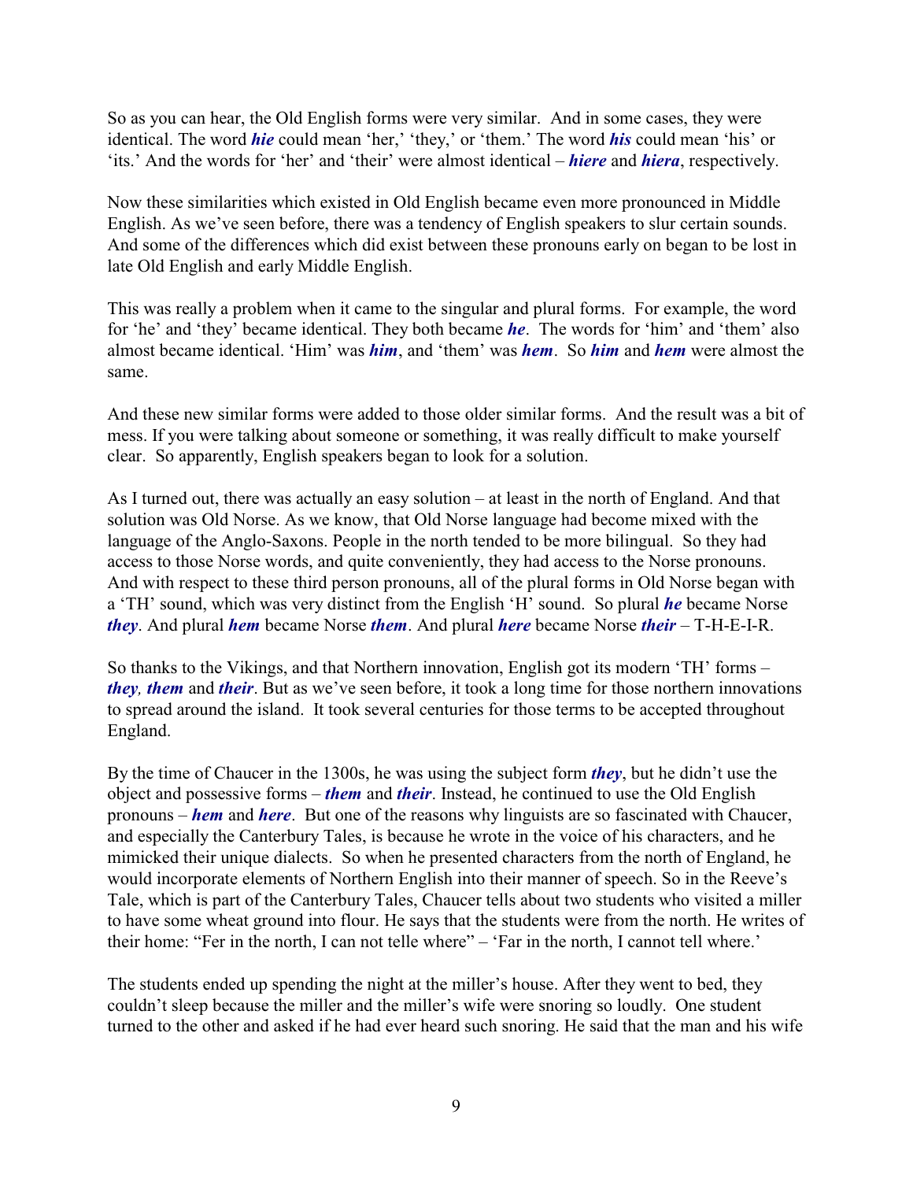So as you can hear, the Old English forms were very similar. And in some cases, they were identical. The word ***hie*** could mean 'her,' 'they,' or 'them.' The word ***his*** could mean 'his' or 'its.' And the words for 'her' and 'their' were almost identical – ***hiere*** and ***hiera***, respectively.

Now these similarities which existed in Old English became even more pronounced in Middle English. As we've seen before, there was a tendency of English speakers to slur certain sounds. And some of the differences which did exist between these pronouns early on began to be lost in late Old English and early Middle English.

This was really a problem when it came to the singular and plural forms. For example, the word for 'he' and 'they' became identical. They both became ***he***. The words for 'him' and 'them' also almost became identical. 'Him' was ***him***, and 'them' was ***hem***. So ***him*** and ***hem*** were almost the same.

And these new similar forms were added to those older similar forms. And the result was a bit of mess. If you were talking about someone or something, it was really difficult to make yourself clear. So apparently, English speakers began to look for a solution.

As I turned out, there was actually an easy solution – at least in the north of England. And that solution was Old Norse. As we know, that Old Norse language had become mixed with the language of the Anglo-Saxons. People in the north tended to be more bilingual. So they had access to those Norse words, and quite conveniently, they had access to the Norse pronouns. And with respect to these third person pronouns, all of the plural forms in Old Norse began with a 'TH' sound, which was very distinct from the English 'H' sound. So plural ***he*** became Norse ***they***. And plural ***hem*** became Norse ***them***. And plural ***here*** became Norse ***their*** – T-H-E-I-R.

So thanks to the Vikings, and that Northern innovation, English got its modern 'TH' forms – ***they, them*** and ***their***. But as we've seen before, it took a long time for those northern innovations to spread around the island. It took several centuries for those terms to be accepted throughout England.

By the time of Chaucer in the 1300s, he was using the subject form ***they***, but he didn't use the object and possessive forms – ***them*** and ***their***. Instead, he continued to use the Old English pronouns – ***hem*** and ***here***. But one of the reasons why linguists are so fascinated with Chaucer, and especially the Canterbury Tales, is because he wrote in the voice of his characters, and he mimicked their unique dialects. So when he presented characters from the north of England, he would incorporate elements of Northern English into their manner of speech. So in the Reeve's Tale, which is part of the Canterbury Tales, Chaucer tells about two students who visited a miller to have some wheat ground into flour. He says that the students were from the north. He writes of their home: "Fer in the north, I can not telle where" – 'Far in the north, I cannot tell where.'

The students ended up spending the night at the miller's house. After they went to bed, they couldn't sleep because the miller and the miller's wife were snoring so loudly. One student turned to the other and asked if he had ever heard such snoring. He said that the man and his wife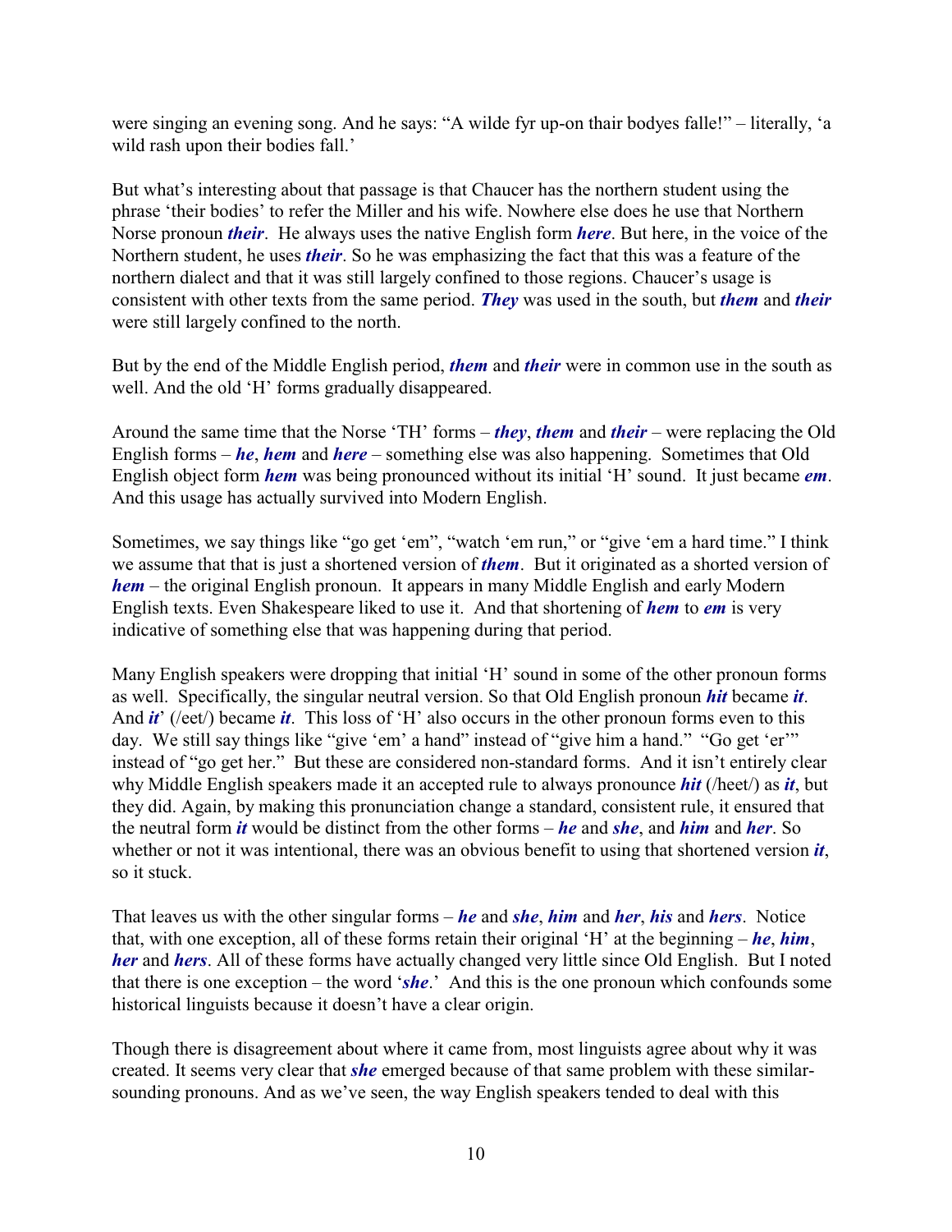were singing an evening song. And he says: "A wilde fyr up-on thair bodyes falle!" – literally, 'a wild rash upon their bodies fall.'

But what's interesting about that passage is that Chaucer has the northern student using the phrase 'their bodies' to refer the Miller and his wife. Nowhere else does he use that Northern Norse pronoun ***their***. He always uses the native English form ***here***. But here, in the voice of the Northern student, he uses ***their***. So he was emphasizing the fact that this was a feature of the northern dialect and that it was still largely confined to those regions. Chaucer's usage is consistent with other texts from the same period. ***They*** was used in the south, but ***them*** and ***their*** were still largely confined to the north.

But by the end of the Middle English period, ***them*** and ***their*** were in common use in the south as well. And the old 'H' forms gradually disappeared.

Around the same time that the Norse 'TH' forms – ***they***, ***them*** and ***their*** – were replacing the Old English forms – ***he***, ***hem*** and ***here*** – something else was also happening. Sometimes that Old English object form ***hem*** was being pronounced without its initial 'H' sound. It just became ***em***. And this usage has actually survived into Modern English.

Sometimes, we say things like "go get 'em", "watch 'em run," or "give 'em a hard time." I think we assume that that is just a shortened version of ***them***. But it originated as a shorted version of ***hem*** – the original English pronoun. It appears in many Middle English and early Modern English texts. Even Shakespeare liked to use it. And that shortening of ***hem*** to ***em*** is very indicative of something else that was happening during that period.

Many English speakers were dropping that initial 'H' sound in some of the other pronoun forms as well. Specifically, the singular neutral version. So that Old English pronoun ***hit*** became ***it***. And ***it***' (/eet/) became ***it***. This loss of 'H' also occurs in the other pronoun forms even to this day. We still say things like "give 'em' a hand" instead of "give him a hand." "Go get 'er'" instead of "go get her." But these are considered non-standard forms. And it isn't entirely clear why Middle English speakers made it an accepted rule to always pronounce ***hit*** (/heet/) as ***it***, but they did. Again, by making this pronunciation change a standard, consistent rule, it ensured that the neutral form ***it*** would be distinct from the other forms – ***he*** and ***she***, and ***him*** and ***her***. So whether or not it was intentional, there was an obvious benefit to using that shortened version ***it***, so it stuck.

That leaves us with the other singular forms – ***he*** and ***she***, ***him*** and ***her***, ***his*** and ***hers***. Notice that, with one exception, all of these forms retain their original 'H' at the beginning – ***he***, ***him***, ***her*** and ***hers***. All of these forms have actually changed very little since Old English. But I noted that there is one exception – the word '***she***.' And this is the one pronoun which confounds some historical linguists because it doesn't have a clear origin.

Though there is disagreement about where it came from, most linguists agree about why it was created. It seems very clear that ***she*** emerged because of that same problem with these similar-sounding pronouns. And as we've seen, the way English speakers tended to deal with this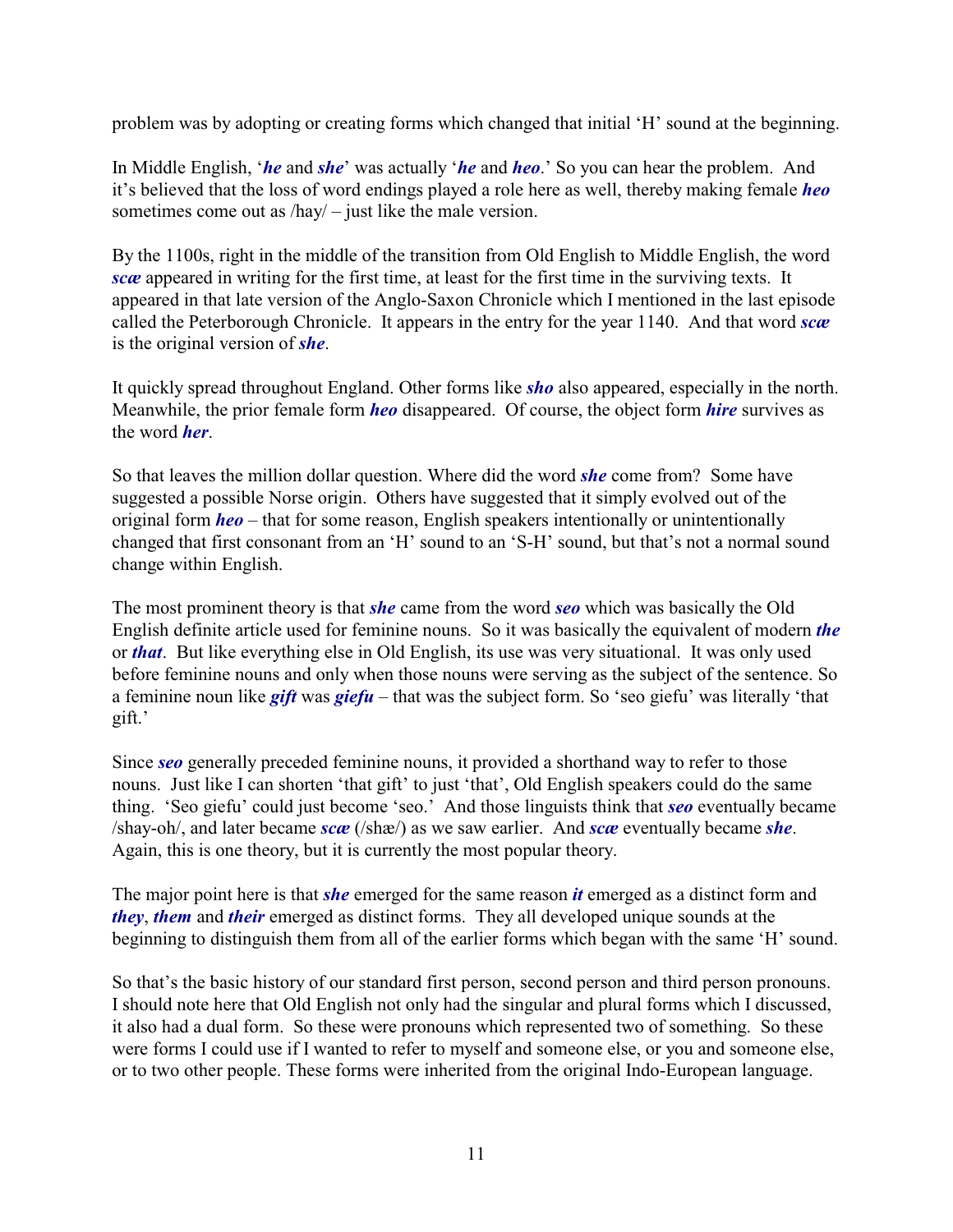problem was by adopting or creating forms which changed that initial 'H' sound at the beginning.

In Middle English, '***he*** and ***she***' was actually '***he*** and ***heo***.' So you can hear the problem. And it's believed that the loss of word endings played a role here as well, thereby making female ***heo*** sometimes come out as /hay/ – just like the male version.

By the 1100s, right in the middle of the transition from Old English to Middle English, the word ***scæ*** appeared in writing for the first time, at least for the first time in the surviving texts. It appeared in that late version of the Anglo-Saxon Chronicle which I mentioned in the last episode called the Peterborough Chronicle. It appears in the entry for the year 1140. And that word ***scæ*** is the original version of ***she***.

It quickly spread throughout England. Other forms like ***sho*** also appeared, especially in the north. Meanwhile, the prior female form ***heo*** disappeared. Of course, the object form ***hire*** survives as the word ***her***.

So that leaves the million dollar question. Where did the word ***she*** come from? Some have suggested a possible Norse origin. Others have suggested that it simply evolved out of the original form ***heo*** – that for some reason, English speakers intentionally or unintentionally changed that first consonant from an 'H' sound to an 'S-H' sound, but that's not a normal sound change within English.

The most prominent theory is that ***she*** came from the word ***seo*** which was basically the Old English definite article used for feminine nouns. So it was basically the equivalent of modern ***the*** or ***that***. But like everything else in Old English, its use was very situational. It was only used before feminine nouns and only when those nouns were serving as the subject of the sentence. So a feminine noun like ***gift*** was ***giefu*** – that was the subject form. So 'seo giefu' was literally 'that gift.'

Since ***seo*** generally preceded feminine nouns, it provided a shorthand way to refer to those nouns. Just like I can shorten 'that gift' to just 'that', Old English speakers could do the same thing. 'Seo giefu' could just become 'seo.' And those linguists think that ***seo*** eventually became /shay-oh/, and later became ***scæ*** (/shæ/) as we saw earlier. And ***scæ*** eventually became ***she***. Again, this is one theory, but it is currently the most popular theory.

The major point here is that ***she*** emerged for the same reason ***it*** emerged as a distinct form and ***they***, ***them*** and ***their*** emerged as distinct forms. They all developed unique sounds at the beginning to distinguish them from all of the earlier forms which began with the same 'H' sound.

So that's the basic history of our standard first person, second person and third person pronouns. I should note here that Old English not only had the singular and plural forms which I discussed, it also had a dual form. So these were pronouns which represented two of something. So these were forms I could use if I wanted to refer to myself and someone else, or you and someone else, or to two other people. These forms were inherited from the original Indo-European language.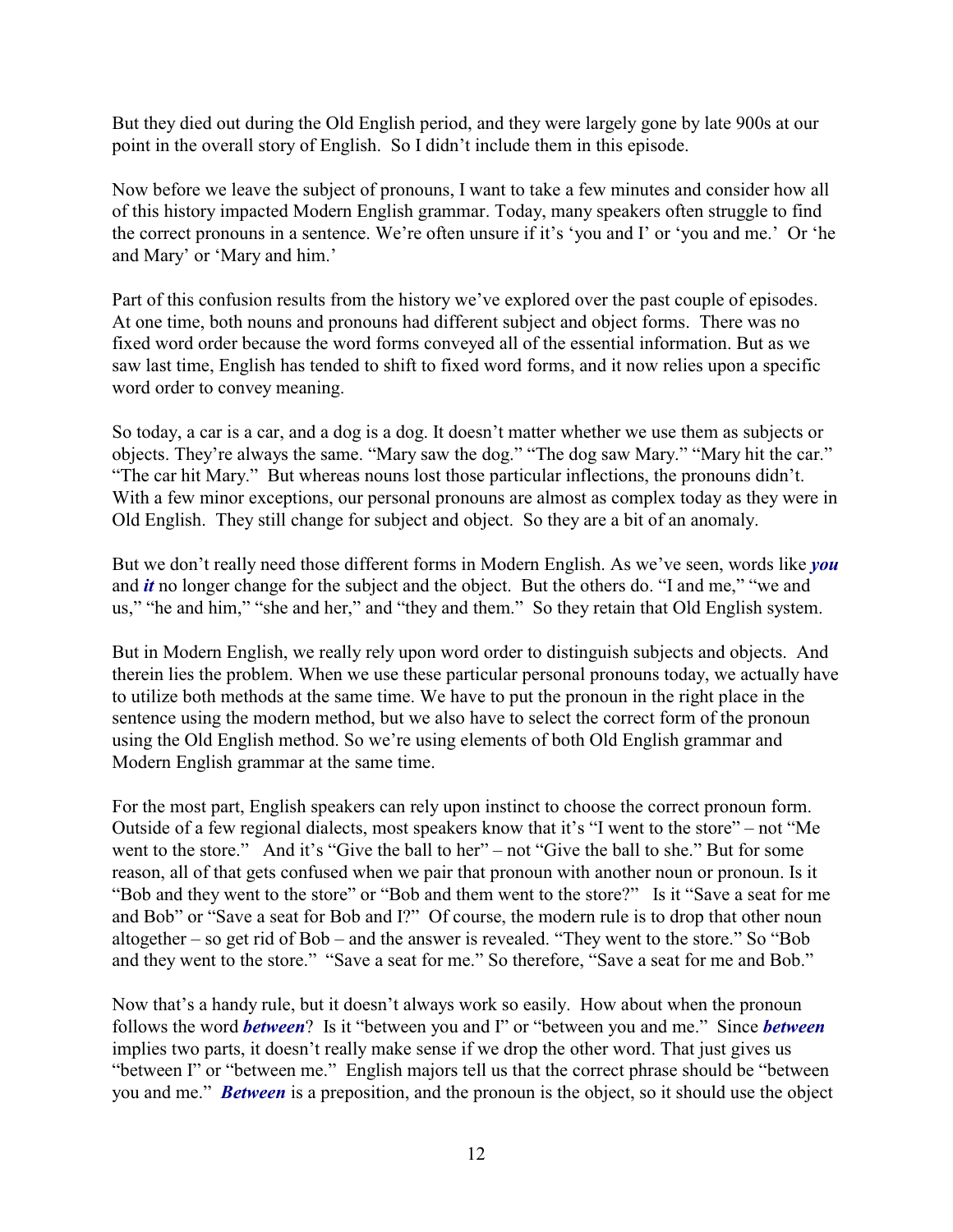But they died out during the Old English period, and they were largely gone by late 900s at our point in the overall story of English. So I didn't include them in this episode.

Now before we leave the subject of pronouns, I want to take a few minutes and consider how all of this history impacted Modern English grammar. Today, many speakers often struggle to find the correct pronouns in a sentence. We're often unsure if it's 'you and I' or 'you and me.' Or 'he and Mary' or 'Mary and him.'

Part of this confusion results from the history we've explored over the past couple of episodes. At one time, both nouns and pronouns had different subject and object forms. There was no fixed word order because the word forms conveyed all of the essential information. But as we saw last time, English has tended to shift to fixed word forms, and it now relies upon a specific word order to convey meaning.

So today, a car is a car, and a dog is a dog. It doesn't matter whether we use them as subjects or objects. They're always the same. "Mary saw the dog." "The dog saw Mary." "Mary hit the car." "The car hit Mary." But whereas nouns lost those particular inflections, the pronouns didn't. With a few minor exceptions, our personal pronouns are almost as complex today as they were in Old English. They still change for subject and object. So they are a bit of an anomaly.

But we don't really need those different forms in Modern English. As we've seen, words like ***you*** and ***it*** no longer change for the subject and the object. But the others do. "I and me," "we and us," "he and him," "she and her," and "they and them." So they retain that Old English system.

But in Modern English, we really rely upon word order to distinguish subjects and objects. And therein lies the problem. When we use these particular personal pronouns today, we actually have to utilize both methods at the same time. We have to put the pronoun in the right place in the sentence using the modern method, but we also have to select the correct form of the pronoun using the Old English method. So we're using elements of both Old English grammar and Modern English grammar at the same time.

For the most part, English speakers can rely upon instinct to choose the correct pronoun form. Outside of a few regional dialects, most speakers know that it's "I went to the store" – not "Me went to the store." And it's "Give the ball to her" – not "Give the ball to she." But for some reason, all of that gets confused when we pair that pronoun with another noun or pronoun. Is it "Bob and they went to the store" or "Bob and them went to the store?" Is it "Save a seat for me and Bob" or "Save a seat for Bob and I?" Of course, the modern rule is to drop that other noun altogether – so get rid of Bob – and the answer is revealed. "They went to the store." So "Bob and they went to the store." "Save a seat for me." So therefore, "Save a seat for me and Bob."

Now that's a handy rule, but it doesn't always work so easily. How about when the pronoun follows the word ***between***? Is it "between you and I" or "between you and me." Since ***between*** implies two parts, it doesn't really make sense if we drop the other word. That just gives us "between I" or "between me." English majors tell us that the correct phrase should be "between you and me." ***Between*** is a preposition, and the pronoun is the object, so it should use the object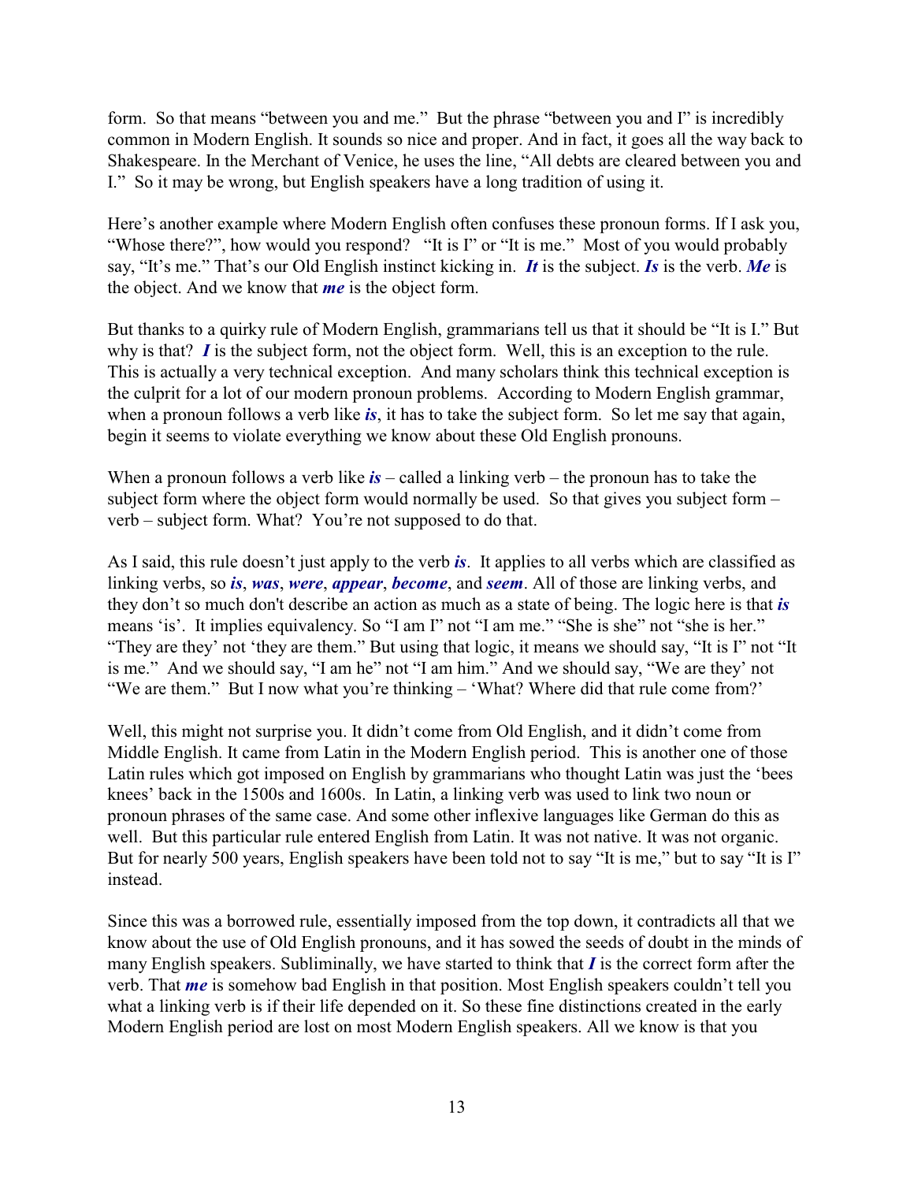form. So that means "between you and me." But the phrase "between you and I" is incredibly common in Modern English. It sounds so nice and proper. And in fact, it goes all the way back to Shakespeare. In the Merchant of Venice, he uses the line, "All debts are cleared between you and I." So it may be wrong, but English speakers have a long tradition of using it.

Here's another example where Modern English often confuses these pronoun forms. If I ask you, "Whose there?", how would you respond? "It is I" or "It is me." Most of you would probably say, "It's me." That's our Old English instinct kicking in. ***It*** is the subject. ***Is*** is the verb. ***Me*** is the object. And we know that ***me*** is the object form.

But thanks to a quirky rule of Modern English, grammarians tell us that it should be "It is I." But why is that? ***I*** is the subject form, not the object form. Well, this is an exception to the rule. This is actually a very technical exception. And many scholars think this technical exception is the culprit for a lot of our modern pronoun problems. According to Modern English grammar, when a pronoun follows a verb like ***is***, it has to take the subject form. So let me say that again, begin it seems to violate everything we know about these Old English pronouns.

When a pronoun follows a verb like ***is*** – called a linking verb – the pronoun has to take the subject form where the object form would normally be used. So that gives you subject form – verb – subject form. What? You're not supposed to do that.

As I said, this rule doesn't just apply to the verb ***is***. It applies to all verbs which are classified as linking verbs, so ***is***, ***was***, ***were***, ***appear***, ***become***, and ***seem***. All of those are linking verbs, and they don't so much don't describe an action as much as a state of being. The logic here is that ***is*** means 'is'. It implies equivalency. So "I am I" not "I am me." "She is she" not "she is her." "They are they' not 'they are them." But using that logic, it means we should say, "It is I" not "It is me." And we should say, "I am he" not "I am him." And we should say, "We are they' not "We are them." But I now what you're thinking – 'What? Where did that rule come from?'

Well, this might not surprise you. It didn't come from Old English, and it didn't come from Middle English. It came from Latin in the Modern English period. This is another one of those Latin rules which got imposed on English by grammarians who thought Latin was just the 'bees knees' back in the 1500s and 1600s. In Latin, a linking verb was used to link two noun or pronoun phrases of the same case. And some other inflexive languages like German do this as well. But this particular rule entered English from Latin. It was not native. It was not organic. But for nearly 500 years, English speakers have been told not to say "It is me," but to say "It is I" instead.

Since this was a borrowed rule, essentially imposed from the top down, it contradicts all that we know about the use of Old English pronouns, and it has sowed the seeds of doubt in the minds of many English speakers. Subliminally, we have started to think that ***I*** is the correct form after the verb. That ***me*** is somehow bad English in that position. Most English speakers couldn't tell you what a linking verb is if their life depended on it. So these fine distinctions created in the early Modern English period are lost on most Modern English speakers. All we know is that you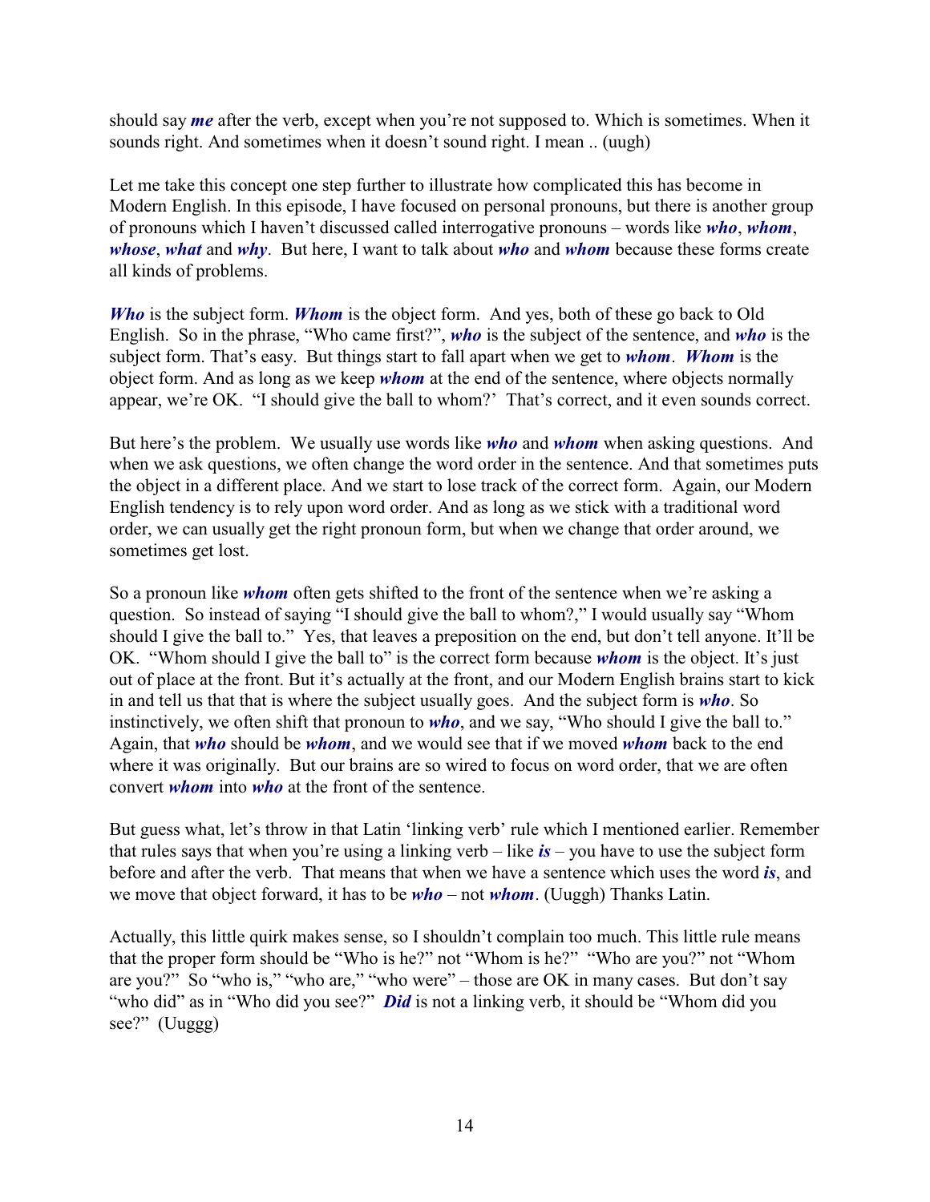should say ***me*** after the verb, except when you're not supposed to. Which is sometimes. When it sounds right. And sometimes when it doesn't sound right. I mean .. (uugh)

Let me take this concept one step further to illustrate how complicated this has become in Modern English. In this episode, I have focused on personal pronouns, but there is another group of pronouns which I haven't discussed called interrogative pronouns – words like ***who***, ***whom***, ***whose***, ***what*** and ***why***. But here, I want to talk about ***who*** and ***whom*** because these forms create all kinds of problems.

***Who*** is the subject form. ***Whom*** is the object form. And yes, both of these go back to Old English. So in the phrase, "Who came first?", ***who*** is the subject of the sentence, and ***who*** is the subject form. That's easy. But things start to fall apart when we get to ***whom***. ***Whom*** is the object form. And as long as we keep ***whom*** at the end of the sentence, where objects normally appear, we're OK. "I should give the ball to whom?' That's correct, and it even sounds correct.

But here's the problem. We usually use words like ***who*** and ***whom*** when asking questions. And when we ask questions, we often change the word order in the sentence. And that sometimes puts the object in a different place. And we start to lose track of the correct form. Again, our Modern English tendency is to rely upon word order. And as long as we stick with a traditional word order, we can usually get the right pronoun form, but when we change that order around, we sometimes get lost.

So a pronoun like ***whom*** often gets shifted to the front of the sentence when we're asking a question. So instead of saying "I should give the ball to whom?," I would usually say "Whom should I give the ball to." Yes, that leaves a preposition on the end, but don't tell anyone. It'll be OK. "Whom should I give the ball to" is the correct form because ***whom*** is the object. It's just out of place at the front. But it's actually at the front, and our Modern English brains start to kick in and tell us that that is where the subject usually goes. And the subject form is ***who***. So instinctively, we often shift that pronoun to ***who***, and we say, "Who should I give the ball to." Again, that ***who*** should be ***whom***, and we would see that if we moved ***whom*** back to the end where it was originally. But our brains are so wired to focus on word order, that we are often convert ***whom*** into ***who*** at the front of the sentence.

But guess what, let's throw in that Latin 'linking verb' rule which I mentioned earlier. Remember that rules says that when you're using a linking verb – like ***is*** – you have to use the subject form before and after the verb. That means that when we have a sentence which uses the word ***is***, and we move that object forward, it has to be ***who*** – not ***whom***. (Uuggh) Thanks Latin.

Actually, this little quirk makes sense, so I shouldn't complain too much. This little rule means that the proper form should be "Who is he?" not "Whom is he?" "Who are you?" not "Whom are you?" So "who is," "who are," "who were" – those are OK in many cases. But don't say "who did" as in "Who did you see?" ***Did*** is not a linking verb, it should be "Whom did you see?" (Uuggg)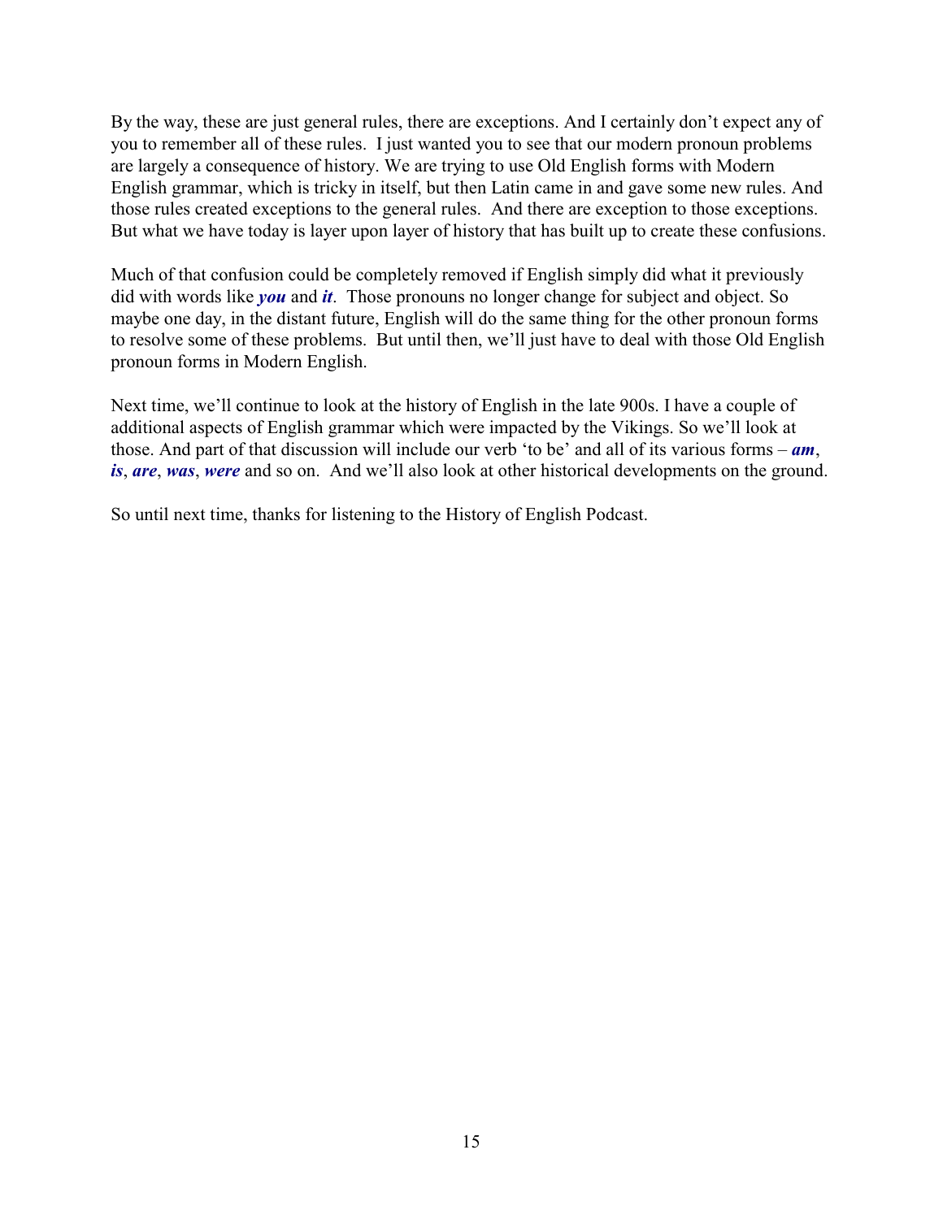By the way, these are just general rules, there are exceptions. And I certainly don't expect any of you to remember all of these rules. I just wanted you to see that our modern pronoun problems are largely a consequence of history. We are trying to use Old English forms with Modern English grammar, which is tricky in itself, but then Latin came in and gave some new rules. And those rules created exceptions to the general rules. And there are exception to those exceptions. But what we have today is layer upon layer of history that has built up to create these confusions.

Much of that confusion could be completely removed if English simply did what it previously did with words like ***you*** and ***it***. Those pronouns no longer change for subject and object. So maybe one day, in the distant future, English will do the same thing for the other pronoun forms to resolve some of these problems. But until then, we'll just have to deal with those Old English pronoun forms in Modern English.

Next time, we'll continue to look at the history of English in the late 900s. I have a couple of additional aspects of English grammar which were impacted by the Vikings. So we'll look at those. And part of that discussion will include our verb 'to be' and all of its various forms – ***am***, ***is***, ***are***, ***was***, ***were*** and so on. And we'll also look at other historical developments on the ground.

So until next time, thanks for listening to the History of English Podcast.